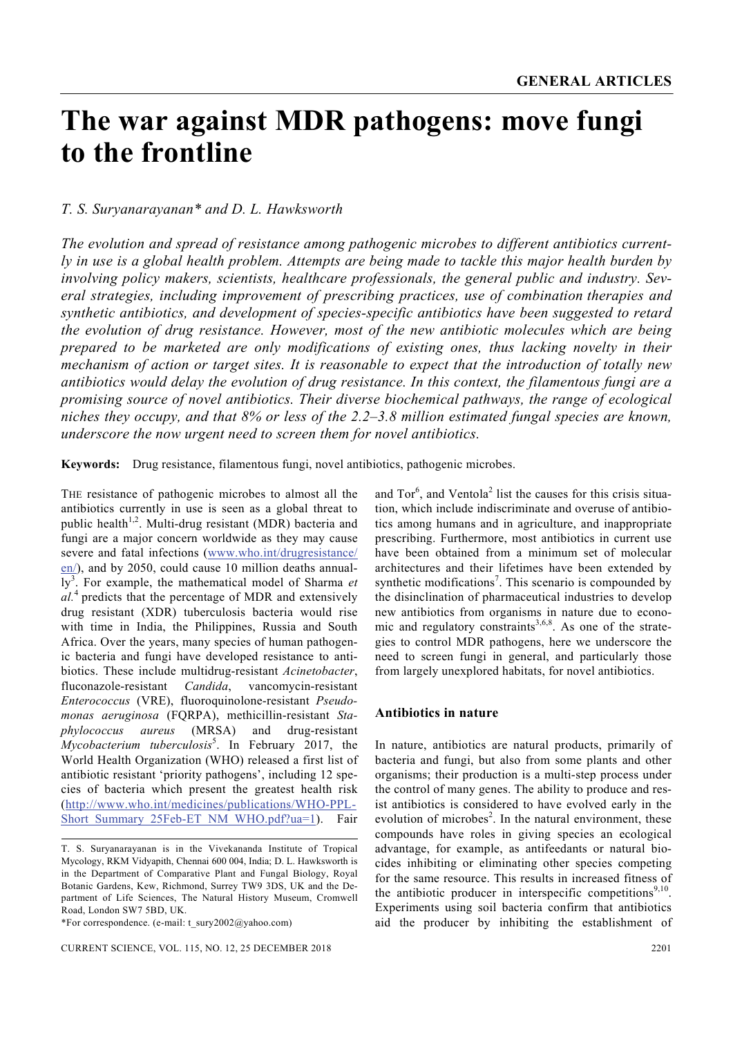# The war against MDR pathogens: move fungi to the frontline

*T. S. Suryanarayanan\* and D. L. Hawksworth*

*The evolution and spread of resistance among pathogenic microbes to different antibiotics currently in use is a global health problem. Attempts are being made to tackle this major health burden by involving policy makers, scientists, healthcare professionals, the general public and industry. Several strategies, including improvement of prescribing practices, use of combination therapies and synthetic antibiotics, and development of species-specific antibiotics have been suggested to retard the evolution of drug resistance. However, most of the new antibiotic molecules which are being prepared to be marketed are only modifications of existing ones, thus lacking novelty in their mechanism of action or target sites. It is reasonable to expect that the introduction of totally new antibiotics would delay the evolution of drug resistance. In this context, the filamentous fungi are a promising source of novel antibiotics. Their diverse biochemical pathways, the range of ecological niches they occupy, and that 8% or less of the 2.2–3.8 million estimated fungal species are known, underscore the now urgent need to screen them for novel antibiotics.*

**Keywords:** Drug resistance, filamentous fungi, novel antibiotics, pathogenic microbes.

THE resistance of pathogenic microbes to almost all the antibiotics currently in use is seen as a global threat to public health[1,2]. Multi-drug resistant (MDR) bacteria and fungi are a major concern worldwide as they may cause severe and fatal infections (www.who.int/drugresistance/en/), and by 2050, could cause 10 million deaths annually[3]. For example, the mathematical model of Sharma *et al.*[4] predicts that the percentage of MDR and extensively drug resistant (XDR) tuberculosis bacteria would rise with time in India, the Philippines, Russia and South Africa. Over the years, many species of human pathogenic bacteria and fungi have developed resistance to antibiotics. These include multidrug-resistant *Acinetobacter*, fluconazole-resistant *Candida*, vancomycin-resistant *Enterococcus* (VRE), fluoroquinolone-resistant *Pseudomonas aeruginosa* (FQRPA), methicillin-resistant *Staphylococcus aureus* (MRSA) and drug-resistant *Mycobacterium tuberculosis*[5]. In February 2017, the World Health Organization (WHO) released a first list of antibiotic resistant 'priority pathogens', including 12 species of bacteria which present the greatest health risk (http://www.who.int/medicines/publications/WHO-PPL-Short_Summary_25Feb-ET_NM_WHO.pdf?ua=1). Fair and Tor[6], and Ventola[2] list the causes for this crisis situation, which include indiscriminate and overuse of antibiotics among humans and in agriculture, and inappropriate prescribing. Furthermore, most antibiotics in current use have been obtained from a minimum set of molecular architectures and their lifetimes have been extended by synthetic modifications[7]. This scenario is compounded by the disinclination of pharmaceutical industries to develop new antibiotics from organisms in nature due to economic and regulatory constraints[3,6,8]. As one of the strategies to control MDR pathogens, here we underscore the need to screen fungi in general, and particularly those from largely unexplored habitats, for novel antibiotics.

T. S. Suryanarayanan is in the Vivekananda Institute of Tropical Mycology, RKM Vidyapith, Chennai 600 004, India; D. L. Hawksworth is in the Department of Comparative Plant and Fungal Biology, Royal Botanic Gardens, Kew, Richmond, Surrey TW9 3DS, UK and the Department of Life Sciences, The Natural History Museum, Cromwell Road, London SW7 5BD, UK.

\*For correspondence. (e-mail: t_sury2002@yahoo.com)

## Antibiotics in nature

In nature, antibiotics are natural products, primarily of bacteria and fungi, but also from some plants and other organisms; their production is a multi-step process under the control of many genes. The ability to produce and resist antibiotics is considered to have evolved early in the evolution of microbes[2]. In the natural environment, these compounds have roles in giving species an ecological advantage, for example, as antifeedants or natural biocides inhibiting or eliminating other species competing for the same resource. This results in increased fitness of the antibiotic producer in interspecific competitions[9,10]. Experiments using soil bacteria confirm that antibiotics aid the producer by inhibiting the establishment of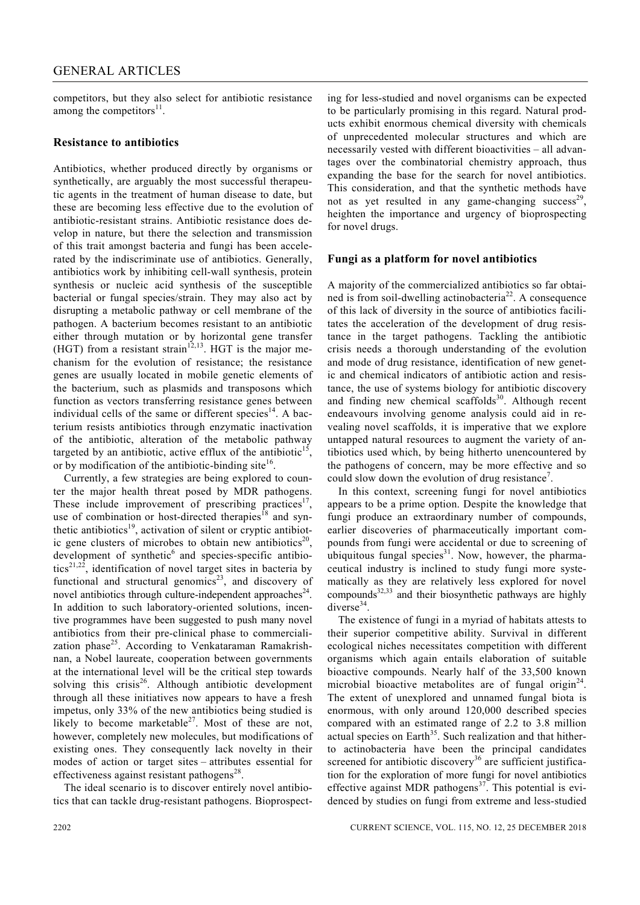competitors, but they also select for antibiotic resistance among the competitors[11].

## Resistance to antibiotics

Antibiotics, whether produced directly by organisms or synthetically, are arguably the most successful therapeutic agents in the treatment of human disease to date, but these are becoming less effective due to the evolution of antibiotic-resistant strains. Antibiotic resistance does develop in nature, but there the selection and transmission of this trait amongst bacteria and fungi has been accelerated by the indiscriminate use of antibiotics. Generally, antibiotics work by inhibiting cell-wall synthesis, protein synthesis or nucleic acid synthesis of the susceptible bacterial or fungal species/strain. They may also act by disrupting a metabolic pathway or cell membrane of the pathogen. A bacterium becomes resistant to an antibiotic either through mutation or by horizontal gene transfer (HGT) from a resistant strain[12,13]. HGT is the major mechanism for the evolution of resistance; the resistance genes are usually located in mobile genetic elements of the bacterium, such as plasmids and transposons which function as vectors transferring resistance genes between individual cells of the same or different species[14]. A bacterium resists antibiotics through enzymatic inactivation of the antibiotic, alteration of the metabolic pathway targeted by an antibiotic, active efflux of the antibiotic[15], or by modification of the antibiotic-binding site[16].

Currently, a few strategies are being explored to counter the major health threat posed by MDR pathogens. These include improvement of prescribing practices[17], use of combination or host-directed therapies[18] and synthetic antibiotics[19], activation of silent or cryptic antibiotic gene clusters of microbes to obtain new antibiotics[20], development of synthetic[6] and species-specific antibiotics[21,22], identification of novel target sites in bacteria by functional and structural genomics[23], and discovery of novel antibiotics through culture-independent approaches[24]. In addition to such laboratory-oriented solutions, incentive programmes have been suggested to push many novel antibiotics from their pre-clinical phase to commercialization phase[25]. According to Venkataraman Ramakrishnan, a Nobel laureate, cooperation between governments at the international level will be the critical step towards solving this crisis[26]. Although antibiotic development through all these initiatives now appears to have a fresh impetus, only 33% of the new antibiotics being studied is likely to become marketable[27]. Most of these are not, however, completely new molecules, but modifications of existing ones. They consequently lack novelty in their modes of action or target sites – attributes essential for effectiveness against resistant pathogens[28].

The ideal scenario is to discover entirely novel antibiotics that can tackle drug-resistant pathogens. Bioprospecting for less-studied and novel organisms can be expected to be particularly promising in this regard. Natural products exhibit enormous chemical diversity with chemicals of unprecedented molecular structures and which are necessarily vested with different bioactivities – all advantages over the combinatorial chemistry approach, thus expanding the base for the search for novel antibiotics. This consideration, and that the synthetic methods have not as yet resulted in any game-changing success[29], heighten the importance and urgency of bioprospecting for novel drugs.

## Fungi as a platform for novel antibiotics

A majority of the commercialized antibiotics so far obtained is from soil-dwelling actinobacteria[22]. A consequence of this lack of diversity in the source of antibiotics facilitates the acceleration of the development of drug resistance in the target pathogens. Tackling the antibiotic crisis needs a thorough understanding of the evolution and mode of drug resistance, identification of new genetic and chemical indicators of antibiotic action and resistance, the use of systems biology for antibiotic discovery and finding new chemical scaffolds[30]. Although recent endeavours involving genome analysis could aid in revealing novel scaffolds, it is imperative that we explore untapped natural resources to augment the variety of antibiotics used which, by being hitherto unencountered by the pathogens of concern, may be more effective and so could slow down the evolution of drug resistance[7].

In this context, screening fungi for novel antibiotics appears to be a prime option. Despite the knowledge that fungi produce an extraordinary number of compounds, earlier discoveries of pharmaceutically important compounds from fungi were accidental or due to screening of ubiquitous fungal species[31]. Now, however, the pharmaceutical industry is inclined to study fungi more systematically as they are relatively less explored for novel compounds[32,33] and their biosynthetic pathways are highly diverse[34].

The existence of fungi in a myriad of habitats attests to their superior competitive ability. Survival in different ecological niches necessitates competition with different organisms which again entails elaboration of suitable bioactive compounds. Nearly half of the 33,500 known microbial bioactive metabolites are of fungal origin[24]. The extent of unexplored and unnamed fungal biota is enormous, with only around 120,000 described species compared with an estimated range of 2.2 to 3.8 million actual species on Earth[35]. Such realization and that hitherto actinobacteria have been the principal candidates screened for antibiotic discovery[36] are sufficient justification for the exploration of more fungi for novel antibiotics effective against MDR pathogens[37]. This potential is evidenced by studies on fungi from extreme and less-studied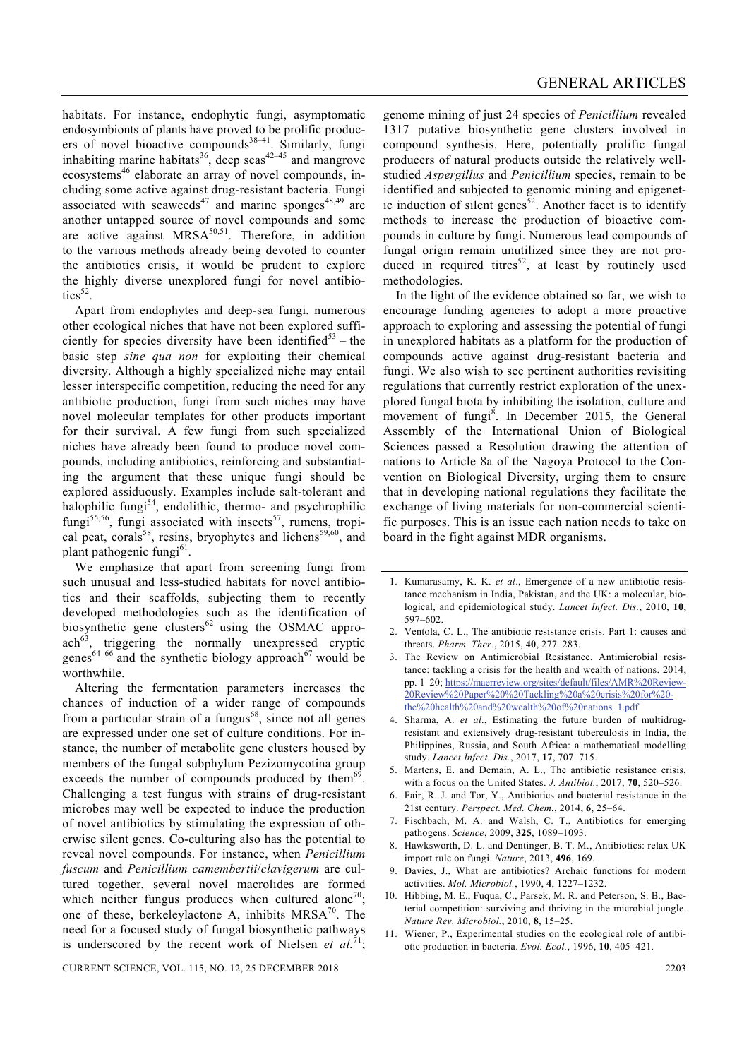habitats. For instance, endophytic fungi, asymptomatic endosymbionts of plants have proved to be prolific producers of novel bioactive compounds[38–41]. Similarly, fungi inhabiting marine habitats[36], deep seas[42–45] and mangrove ecosystems[46] elaborate an array of novel compounds, including some active against drug-resistant bacteria. Fungi associated with seaweeds[47] and marine sponges[48,49] are another untapped source of novel compounds and some are active against MRSA[50,51]. Therefore, in addition to the various methods already being devoted to counter the antibiotics crisis, it would be prudent to explore the highly diverse unexplored fungi for novel antibiotics[52].

Apart from endophytes and deep-sea fungi, numerous other ecological niches that have not been explored sufficiently for species diversity have been identified[53] – the basic step *sine qua non* for exploiting their chemical diversity. Although a highly specialized niche may entail lesser interspecific competition, reducing the need for any antibiotic production, fungi from such niches may have novel molecular templates for other products important for their survival. A few fungi from such specialized niches have already been found to produce novel compounds, including antibiotics, reinforcing and substantiating the argument that these unique fungi should be explored assiduously. Examples include salt-tolerant and halophilic fungi[54], endolithic, thermo- and psychrophilic fungi[55,56], fungi associated with insects[57], rumens, tropical peat, corals[58], resins, bryophytes and lichens[59,60], and plant pathogenic fungi[61].

We emphasize that apart from screening fungi from such unusual and less-studied habitats for novel antibiotics and their scaffolds, subjecting them to recently developed methodologies such as the identification of biosynthetic gene clusters[62] using the OSMAC approach[63], triggering the normally unexpressed cryptic genes[64–66] and the synthetic biology approach[67] would be worthwhile.

Altering the fermentation parameters increases the chances of induction of a wider range of compounds from a particular strain of a fungus[68], since not all genes are expressed under one set of culture conditions. For instance, the number of metabolite gene clusters housed by members of the fungal subphylum Pezizomycotina group exceeds the number of compounds produced by them[69]. Challenging a test fungus with strains of drug-resistant microbes may well be expected to induce the production of novel antibiotics by stimulating the expression of otherwise silent genes. Co-culturing also has the potential to reveal novel compounds. For instance, when *Penicillium fuscum* and *Penicillium camembertii*/*clavigerum* are cultured together, several novel macrolides are formed which neither fungus produces when cultured alone[70]; one of these, berkeleylactone A, inhibits MRSA[70]. The need for a focused study of fungal biosynthetic pathways is underscored by the recent work of Nielsen *et al.*[71]; genome mining of just 24 species of *Penicillium* revealed 1317 putative biosynthetic gene clusters involved in compound synthesis. Here, potentially prolific fungal producers of natural products outside the relatively well-studied *Aspergillus* and *Penicillium* species, remain to be identified and subjected to genomic mining and epigenetic induction of silent genes[52]. Another facet is to identify methods to increase the production of bioactive compounds in culture by fungi. Numerous lead compounds of fungal origin remain unutilized since they are not produced in required titres[52], at least by routinely used methodologies.

In the light of the evidence obtained so far, we wish to encourage funding agencies to adopt a more proactive approach to exploring and assessing the potential of fungi in unexplored habitats as a platform for the production of compounds active against drug-resistant bacteria and fungi. We also wish to see pertinent authorities revisiting regulations that currently restrict exploration of the unexplored fungal biota by inhibiting the isolation, culture and movement of fungi[8]. In December 2015, the General Assembly of the International Union of Biological Sciences passed a Resolution drawing the attention of nations to Article 8a of the Nagoya Protocol to the Convention on Biological Diversity, urging them to ensure that in developing national regulations they facilitate the exchange of living materials for non-commercial scientific purposes. This is an issue each nation needs to take on board in the fight against MDR organisms.

---

1. Kumarasamy, K. K. *et al*., Emergence of a new antibiotic resistance mechanism in India, Pakistan, and the UK: a molecular, biological, and epidemiological study. *Lancet Infect. Dis.*, 2010, **10**, 597–602.
2. Ventola, C. L., The antibiotic resistance crisis. Part 1: causes and threats. *Pharm. Ther.*, 2015, **40**, 277–283.
3. The Review on Antimicrobial Resistance. Antimicrobial resistance: tackling a crisis for the health and wealth of nations. 2014, pp. 1–20; https://maerreview.org/sites/default/files/AMR%20Review-20Review%20Paper%20%20Tackling%20a%20crisis%20for%20-the%20health%20and%20wealth%20of%20nations_1.pdf
4. Sharma, A. *et al*., Estimating the future burden of multidrug-resistant and extensively drug-resistant tuberculosis in India, the Philippines, Russia, and South Africa: a mathematical modelling study. *Lancet Infect. Dis.*, 2017, **17**, 707–715.
5. Martens, E. and Demain, A. L., The antibiotic resistance crisis, with a focus on the United States. *J. Antibiot.*, 2017, **70**, 520–526.
6. Fair, R. J. and Tor, Y., Antibiotics and bacterial resistance in the 21st century. *Perspect. Med. Chem.*, 2014, **6**, 25–64.
7. Fischbach, M. A. and Walsh, C. T., Antibiotics for emerging pathogens. *Science*, 2009, **325**, 1089–1093.
8. Hawksworth, D. L. and Dentinger, B. T. M., Antibiotics: relax UK import rule on fungi. *Nature*, 2013, **496**, 169.
9. Davies, J., What are antibiotics? Archaic functions for modern activities. *Mol. Microbiol.*, 1990, **4**, 1227–1232.
10. Hibbing, M. E., Fuqua, C., Parsek, M. R. and Peterson, S. B., Bacterial competition: surviving and thriving in the microbial jungle. *Nature Rev. Microbiol.*, 2010, **8**, 15–25.
11. Wiener, P., Experimental studies on the ecological role of antibiotic production in bacteria. *Evol. Ecol.*, 1996, **10**, 405–421.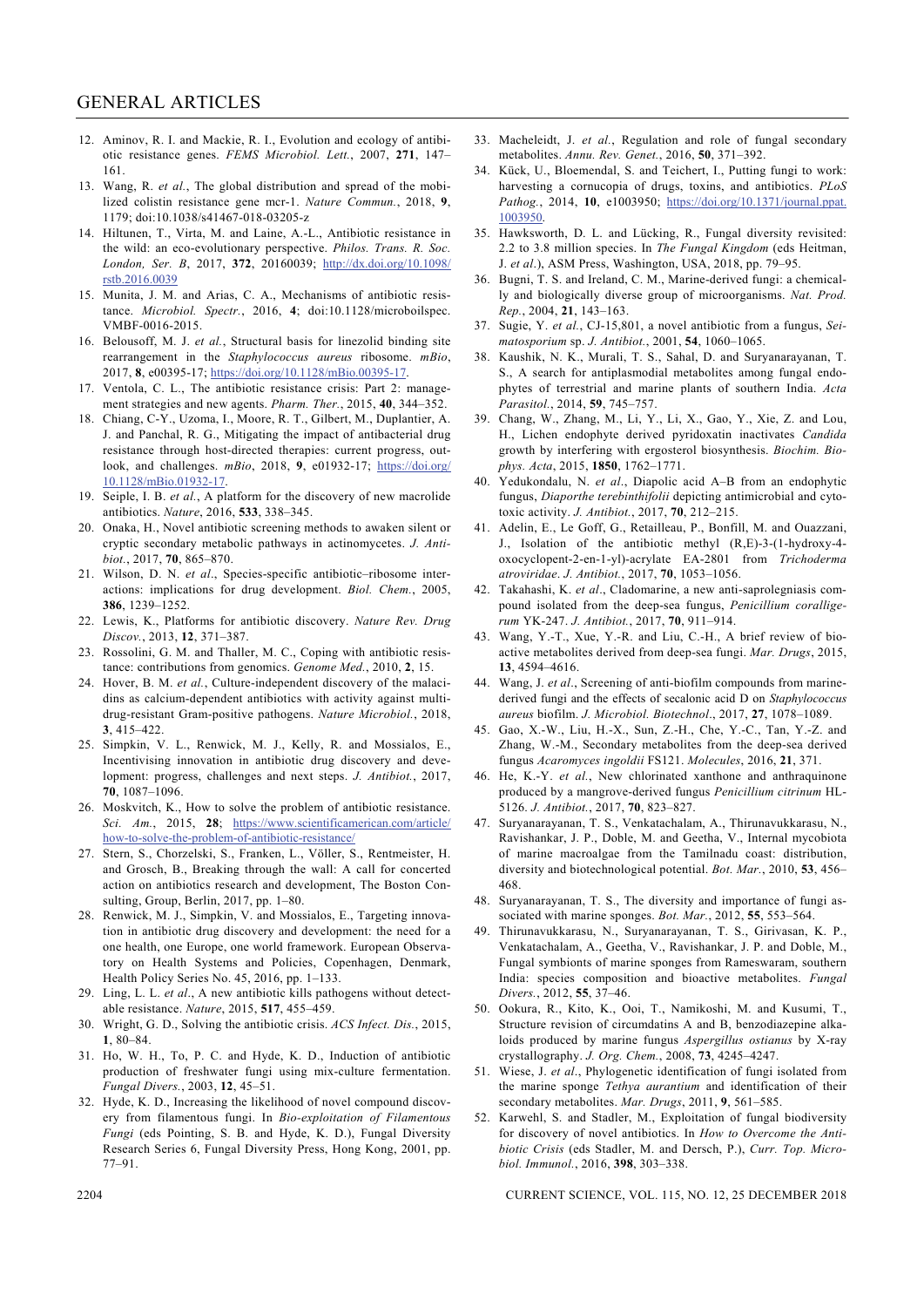12. Aminov, R. I. and Mackie, R. I., Evolution and ecology of antibiotic resistance genes. *FEMS Microbiol. Lett.*, 2007, **271**, 147–161.
13. Wang, R. *et al.*, The global distribution and spread of the mobilized colistin resistance gene mcr-1. *Nature Commun.*, 2018, **9**, 1179; doi:10.1038/s41467-018-03205-z
14. Hiltunen, T., Virta, M. and Laine, A.-L., Antibiotic resistance in the wild: an eco-evolutionary perspective. *Philos. Trans. R. Soc. London, Ser. B*, 2017, **372**, 20160039; http://dx.doi.org/10.1098/rstb.2016.0039
15. Munita, J. M. and Arias, C. A., Mechanisms of antibiotic resistance. *Microbiol. Spectr.*, 2016, **4**; doi:10.1128/microboilspec.VMBF-0016-2015.
16. Belousoff, M. J. *et al.*, Structural basis for linezolid binding site rearrangement in the *Staphylococcus aureus* ribosome. *mBio*, 2017, **8**, e00395-17; https://doi.org/10.1128/mBio.00395-17.
17. Ventola, C. L., The antibiotic resistance crisis: Part 2: management strategies and new agents. *Pharm. Ther.*, 2015, **40**, 344–352.
18. Chiang, C-Y., Uzoma, I., Moore, R. T., Gilbert, M., Duplantier, A. J. and Panchal, R. G., Mitigating the impact of antibacterial drug resistance through host-directed therapies: current progress, outlook, and challenges. *mBio*, 2018, **9**, e01932-17; https://doi.org/10.1128/mBio.01932-17.
19. Seiple, I. B. *et al.*, A platform for the discovery of new macrolide antibiotics. *Nature*, 2016, **533**, 338–345.
20. Onaka, H., Novel antibiotic screening methods to awaken silent or cryptic secondary metabolic pathways in actinomycetes. *J. Antibiot.*, 2017, **70**, 865–870.
21. Wilson, D. N. *et al*., Species-specific antibiotic–ribosome interactions: implications for drug development. *Biol. Chem.*, 2005, **386**, 1239–1252.
22. Lewis, K., Platforms for antibiotic discovery. *Nature Rev. Drug Discov.*, 2013, **12**, 371–387.
23. Rossolini, G. M. and Thaller, M. C., Coping with antibiotic resistance: contributions from genomics. *Genome Med.*, 2010, **2**, 15.
24. Hover, B. M. *et al.*, Culture-independent discovery of the malacidins as calcium-dependent antibiotics with activity against multidrug-resistant Gram-positive pathogens. *Nature Microbiol.*, 2018, **3**, 415–422.
25. Simpkin, V. L., Renwick, M. J., Kelly, R. and Mossialos, E., Incentivising innovation in antibiotic drug discovery and development: progress, challenges and next steps. *J. Antibiot.*, 2017, **70**, 1087–1096.
26. Moskvitch, K., How to solve the problem of antibiotic resistance. *Sci. Am.*, 2015, **28**; https://www.scientificamerican.com/article/how-to-solve-the-problem-of-antibiotic-resistance/
27. Stern, S., Chorzelski, S., Franken, L., Völler, S., Rentmeister, H. and Grosch, B., Breaking through the wall: A call for concerted action on antibiotics research and development, The Boston Consulting, Group, Berlin, 2017, pp. 1–80.
28. Renwick, M. J., Simpkin, V. and Mossialos, E., Targeting innovation in antibiotic drug discovery and development: the need for a one health, one Europe, one world framework. European Observatory on Health Systems and Policies, Copenhagen, Denmark, Health Policy Series No. 45, 2016, pp. 1–133.
29. Ling, L. L. *et al.*, A new antibiotic kills pathogens without detectable resistance. *Nature*, 2015, **517**, 455–459.
30. Wright, G. D., Solving the antibiotic crisis. *ACS Infect. Dis.*, 2015, **1**, 80–84.
31. Ho, W. H., To, P. C. and Hyde, K. D., Induction of antibiotic production of freshwater fungi using mix-culture fermentation. *Fungal Divers.*, 2003, **12**, 45–51.
32. Hyde, K. D., Increasing the likelihood of novel compound discovery from filamentous fungi. In *Bio-exploitation of Filamentous Fungi* (eds Pointing, S. B. and Hyde, K. D.), Fungal Diversity Research Series 6, Fungal Diversity Press, Hong Kong, 2001, pp. 77–91.
33. Macheleidt, J. *et al.*, Regulation and role of fungal secondary metabolites. *Annu. Rev. Genet.*, 2016, **50**, 371–392.
34. Kück, U., Bloemendal, S. and Teichert, I., Putting fungi to work: harvesting a cornucopia of drugs, toxins, and antibiotics. *PLoS Pathog.*, 2014, **10**, e1003950; https://doi.org/10.1371/journal.ppat.1003950.
35. Hawksworth, D. L. and Lücking, R., Fungal diversity revisited: 2.2 to 3.8 million species. In *The Fungal Kingdom* (eds Heitman, J. *et al.*), ASM Press, Washington, USA, 2018, pp. 79–95.
36. Bugni, T. S. and Ireland, C. M., Marine-derived fungi: a chemically and biologically diverse group of microorganisms. *Nat. Prod. Rep.*, 2004, **21**, 143–163.
37. Sugie, Y. *et al.*, CJ-15,801, a novel antibiotic from a fungus, *Seimatosporium* sp. *J. Antibiot.*, 2001, **54**, 1060–1065.
38. Kaushik, N. K., Murali, T. S., Sahal, D. and Suryanarayanan, T. S., A search for antiplasmodial metabolites among fungal endophytes of terrestrial and marine plants of southern India. *Acta Parasitol.*, 2014, **59**, 745–757.
39. Chang, W., Zhang, M., Li, Y., Li, X., Gao, Y., Xie, Z. and Lou, H., Lichen endophyte derived pyridoxatin inactivates *Candida* growth by interfering with ergosterol biosynthesis. *Biochim. Biophys. Acta*, 2015, **1850**, 1762–1771.
40. Yedukondalu, N. *et al.*, Diapolic acid A–B from an endophytic fungus, *Diaporthe terebinthifolii* depicting antimicrobial and cytotoxic activity. *J. Antibiot.*, 2017, **70**, 212–215.
41. Adelin, E., Le Goff, G., Retailleau, P., Bonfill, M. and Ouazzani, J., Isolation of the antibiotic methyl (R,E)-3-(1-hydroxy-4-oxocyclopent-2-en-1-yl)-acrylate EA-2801 from *Trichoderma atroviridae*. *J. Antibiot.*, 2017, **70**, 1053–1056.
42. Takahashi, K. *et al.*, Cladomarine, a new anti-saprolegniasis compound isolated from the deep-sea fungus, *Penicillium coralligerum* YK-247. *J. Antibiot.*, 2017, **70**, 911–914.
43. Wang, Y.-T., Xue, Y.-R. and Liu, C.-H., A brief review of bioactive metabolites derived from deep-sea fungi. *Mar. Drugs*, 2015, **13**, 4594–4616.
44. Wang, J. *et al*., Screening of anti-biofilm compounds from marine-derived fungi and the effects of secalonic acid D on *Staphylococcus aureus* biofilm. *J. Microbiol. Biotechnol*., 2017, **27**, 1078–1089.
45. Gao, X.-W., Liu, H.-X., Sun, Z.-H., Che, Y.-C., Tan, Y.-Z. and Zhang, W.-M., Secondary metabolites from the deep-sea derived fungus *Acaromyces ingoldii* FS121. *Molecules*, 2016, **21**, 371.
46. He, K.-Y. *et al.*, New chlorinated xanthone and anthraquinone produced by a mangrove-derived fungus *Penicillium citrinum* HL-5126. *J. Antibiot.*, 2017, **70**, 823–827.
47. Suryanarayanan, T. S., Venkatachalam, A., Thirunavukkarasu, N., Ravishankar, J. P., Doble, M. and Geetha, V., Internal mycobiota of marine macroalgae from the Tamilnadu coast: distribution, diversity and biotechnological potential. *Bot. Mar.*, 2010, **53**, 456–468.
48. Suryanarayanan, T. S., The diversity and importance of fungi associated with marine sponges. *Bot. Mar.*, 2012, **55**, 553–564.
49. Thirunavukkarasu, N., Suryanarayanan, T. S., Girivasan, K. P., Venkatachalam, A., Geetha, V., Ravishankar, J. P. and Doble, M., Fungal symbionts of marine sponges from Rameswaram, southern India: species composition and bioactive metabolites. *Fungal Divers.*, 2012, **55**, 37–46.
50. Ookura, R., Kito, K., Ooi, T., Namikoshi, M. and Kusumi, T., Structure revision of circumdatins A and B, benzodiazepine alkaloids produced by marine fungus *Aspergillus ostianus* by X-ray crystallography. *J. Org. Chem.*, 2008, **73**, 4245–4247.
51. Wiese, J. *et al*., Phylogenetic identification of fungi isolated from the marine sponge *Tethya aurantium* and identification of their secondary metabolites. *Mar. Drugs*, 2011, **9**, 561–585.
52. Karwehl, S. and Stadler, M., Exploitation of fungal biodiversity for discovery of novel antibiotics. In *How to Overcome the Antibiotic Crisis* (eds Stadler, M. and Dersch, P.), *Curr. Top. Microbiol. Immunol.*, 2016, **398**, 303–338.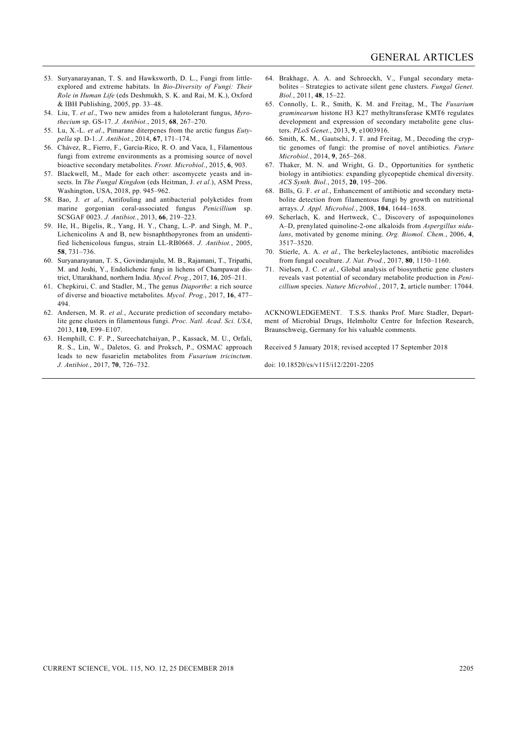53. Suryanarayanan, T. S. and Hawksworth, D. L., Fungi from little-explored and extreme habitats. In *Bio-Diversity of Fungi: Their Role in Human Life* (eds Deshmukh, S. K. and Rai, M. K.), Oxford & IBH Publishing, 2005, pp. 33–48.
54. Liu, T. *et al*., Two new amides from a halotolerant fungus, *Myrothecium* sp. GS-17. *J. Antibiot.*, 2015, **68**, 267–270.
55. Lu, X.-L. *et al*., Pimarane diterpenes from the arctic fungus *Eutypella* sp. D-1. *J. Antibiot.*, 2014, **67**, 171–174.
56. Chávez, R., Fierro, F., García-Rico, R. O. and Vaca, I., Filamentous fungi from extreme environments as a promising source of novel bioactive secondary metabolites. *Front. Microbiol*., 2015, **6**, 903.
57. Blackwell, M., Made for each other: ascomycete yeasts and insects. In *The Fungal Kingdom* (eds Heitman, J. *et al.*), ASM Press, Washington, USA, 2018, pp. 945–962.
58. Bao, J. *et al*., Antifouling and antibacterial polyketides from marine gorgonian coral-associated fungus *Penicillium* sp. SCSGAF 0023. *J. Antibiot.*, 2013, **66**, 219–223.
59. He, H., Bigelis, R., Yang, H. Y., Chang, L.-P. and Singh, M. P., Lichenicolins A and B, new bisnaphthopyrones from an unidentified lichenicolous fungus, strain LL-RB0668. *J. Antibiot.*, 2005, **58**, 731–736.
60. Suryanarayanan, T. S., Govindarajulu, M. B., Rajamani, T., Tripathi, M. and Joshi, Y., Endolichenic fungi in lichens of Champawat district, Uttarakhand, northern India. *Mycol. Prog.*, 2017, **16**, 205–211.
61. Chepkirui, C. and Stadler, M., The genus *Diaporthe*: a rich source of diverse and bioactive metabolites. *Mycol. Prog.*, 2017, **16**, 477–494.
62. Andersen, M. R. *et al.*, Accurate prediction of secondary metabolite gene clusters in filamentous fungi. *Proc. Natl. Acad. Sci. USA*, 2013, **110**, E99–E107.
63. Hemphill, C. F. P., Sureechatchaiyan, P., Kassack, M. U., Orfali, R. S., Lin, W., Daletos, G. and Proksch, P., OSMAC approach leads to new fusarielin metabolites from *Fusarium tricinctum*. *J. Antibiot.*, 2017, **70**, 726–732.
64. Brakhage, A. A. and Schroeckh, V., Fungal secondary metabolites – Strategies to activate silent gene clusters. *Fungal Genet. Biol.*, 2011, **48**, 15–22.
65. Connolly, L. R., Smith, K. M. and Freitag, M., The *Fusarium graminearum* histone H3 K27 methyltransferase KMT6 regulates development and expression of secondary metabolite gene clusters. *PLoS Genet.*, 2013, **9**, e1003916.
66. Smith, K. M., Gautschi, J. T. and Freitag, M., Decoding the cryptic genomes of fungi: the promise of novel antibiotics. *Future Microbiol.*, 2014, **9**, 265–268.
67. Thaker, M. N. and Wright, G. D., Opportunities for synthetic biology in antibiotics: expanding glycopeptide chemical diversity. *ACS Synth. Biol.*, 2015, **20**, 195–206.
68. Bills, G. F. *et al.*, Enhancement of antibiotic and secondary metabolite detection from filamentous fungi by growth on nutritional arrays. *J. Appl. Microbiol.*, 2008, **104**, 1644–1658.
69. Scherlach, K. and Hertweck, C., Discovery of aspoquinolones A–D, prenylated quinoline-2-one alkaloids from *Aspergillus nidulans*, motivated by genome mining. *Org. Biomol. Chem.*, 2006, **4**, 3517–3520.
70. Stierle, A. A. *et al.*, The berkeleylactones, antibiotic macrolides from fungal coculture. *J. Nat. Prod.*, 2017, **80**, 1150–1160.
71. Nielsen, J. C. *et al.*, Global analysis of biosynthetic gene clusters reveals vast potential of secondary metabolite production in *Penicillium* species. *Nature Microbiol.*, 2017, **2**, article number: 17044.

ACKNOWLEDGEMENT. T.S.S. thanks Prof. Marc Stadler, Department of Microbial Drugs, Helmholtz Centre for Infection Research, Braunschweig, Germany for his valuable comments.

Received 5 January 2018; revised accepted 17 September 2018

doi: 10.18520/cs/v115/i12/2201-2205